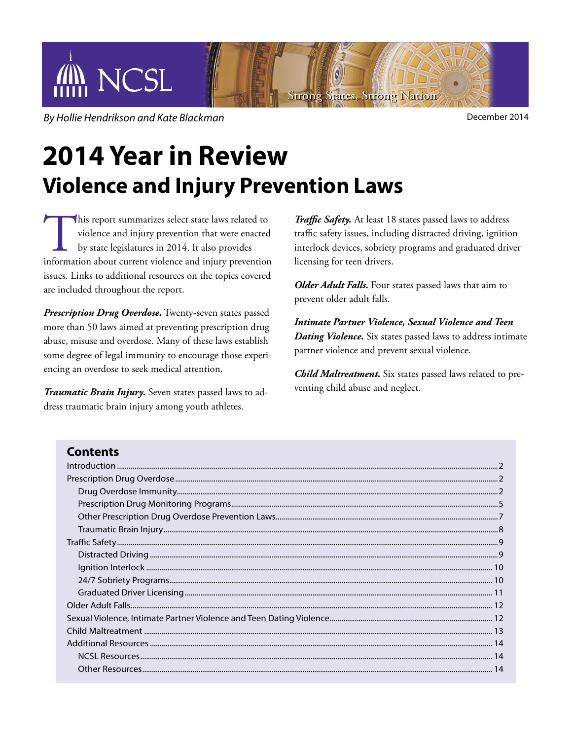NCSL

Strong States, Strong Nation

*By Hollie Hendrikson and Kate Blackman*

December 2014

# 2014 Year in Review

## Violence and Injury Prevention Laws

This report summarizes select state laws related to violence and injury prevention that were enacted by state legislatures in 2014. It also provides information about current violence and injury prevention issues. Links to additional resources on the topics covered are included throughout the report.

***Prescription Drug Overdose.*** Twenty-seven states passed more than 50 laws aimed at preventing prescription drug abuse, misuse and overdose. Many of these laws establish some degree of legal immunity to encourage those experiencing an overdose to seek medical attention.

***Traumatic Brain Injury.*** Seven states passed laws to address traumatic brain injury among youth athletes.

***Traffic Safety.*** At least 18 states passed laws to address traffic safety issues, including distracted driving, ignition interlock devices, sobriety programs and graduated driver licensing for teen drivers.

***Older Adult Falls.*** Four states passed laws that aim to prevent older adult falls.

***Intimate Partner Violence, Sexual Violence and Teen Dating Violence.*** Six states passed laws to address intimate partner violence and prevent sexual violence.

***Child Maltreatment.*** Six states passed laws related to preventing child abuse and neglect.

### Contents

- Introduction ... 2
- Prescription Drug Overdose ... 2
  - Drug Overdose Immunity ... 2
  - Prescription Drug Monitoring Programs ... 5
  - Other Prescription Drug Overdose Prevention Laws ... 7
  - Traumatic Brain Injury ... 8
- Traffic Safety ... 9
  - Distracted Driving ... 9
  - Ignition Interlock ... 10
  - 24/7 Sobriety Programs ... 10
  - Graduated Driver Licensing ... 11
- Older Adult Falls ... 12
- Sexual Violence, Intimate Partner Violence and Teen Dating Violence ... 12
- Child Maltreatment ... 13
- Additional Resources ... 14
  - NCSL Resources ... 14
  - Other Resources ... 14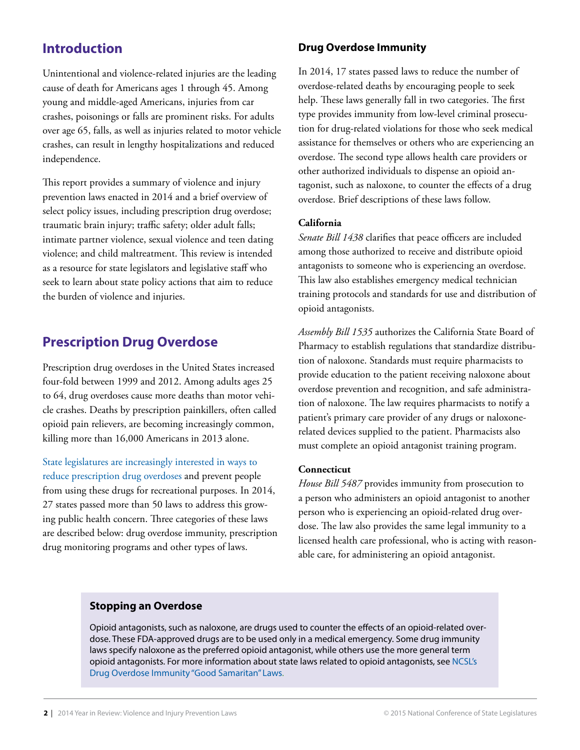## Introduction

Unintentional and violence-related injuries are the leading cause of death for Americans ages 1 through 45. Among young and middle-aged Americans, injuries from car crashes, poisonings or falls are prominent risks. For adults over age 65, falls, as well as injuries related to motor vehicle crashes, can result in lengthy hospitalizations and reduced independence.

This report provides a summary of violence and injury prevention laws enacted in 2014 and a brief overview of select policy issues, including prescription drug overdose; traumatic brain injury; traffic safety; older adult falls; intimate partner violence, sexual violence and teen dating violence; and child maltreatment. This review is intended as a resource for state legislators and legislative staff who seek to learn about state policy actions that aim to reduce the burden of violence and injuries.

## Prescription Drug Overdose

Prescription drug overdoses in the United States increased four-fold between 1999 and 2012. Among adults ages 25 to 64, drug overdoses cause more deaths than motor vehicle crashes. Deaths by prescription painkillers, often called opioid pain relievers, are becoming increasingly common, killing more than 16,000 Americans in 2013 alone.

State legislatures are increasingly interested in ways to reduce prescription drug overdoses and prevent people from using these drugs for recreational purposes. In 2014, 27 states passed more than 50 laws to address this growing public health concern. Three categories of these laws are described below: drug overdose immunity, prescription drug monitoring programs and other types of laws.

### Drug Overdose Immunity

In 2014, 17 states passed laws to reduce the number of overdose-related deaths by encouraging people to seek help. These laws generally fall in two categories. The first type provides immunity from low-level criminal prosecution for drug-related violations for those who seek medical assistance for themselves or others who are experiencing an overdose. The second type allows health care providers or other authorized individuals to dispense an opioid antagonist, such as naloxone, to counter the effects of a drug overdose. Brief descriptions of these laws follow.

**California**
*Senate Bill 1438* clarifies that peace officers are included among those authorized to receive and distribute opioid antagonists to someone who is experiencing an overdose. This law also establishes emergency medical technician training protocols and standards for use and distribution of opioid antagonists.

*Assembly Bill 1535* authorizes the California State Board of Pharmacy to establish regulations that standardize distribution of naloxone. Standards must require pharmacists to provide education to the patient receiving naloxone about overdose prevention and recognition, and safe administration of naloxone. The law requires pharmacists to notify a patient's primary care provider of any drugs or naloxone-related devices supplied to the patient. Pharmacists also must complete an opioid antagonist training program.

**Connecticut**
*House Bill 5487* provides immunity from prosecution to a person who administers an opioid antagonist to another person who is experiencing an opioid-related drug overdose. The law also provides the same legal immunity to a licensed health care professional, who is acting with reasonable care, for administering an opioid antagonist.

> **Stopping an Overdose**
>
> Opioid antagonists, such as naloxone, are drugs used to counter the effects of an opioid-related overdose. These FDA-approved drugs are to be used only in a medical emergency. Some drug immunity laws specify naloxone as the preferred opioid antagonist, while others use the more general term opioid antagonists. For more information about state laws related to opioid antagonists, see NCSL's Drug Overdose Immunity "Good Samaritan" Laws.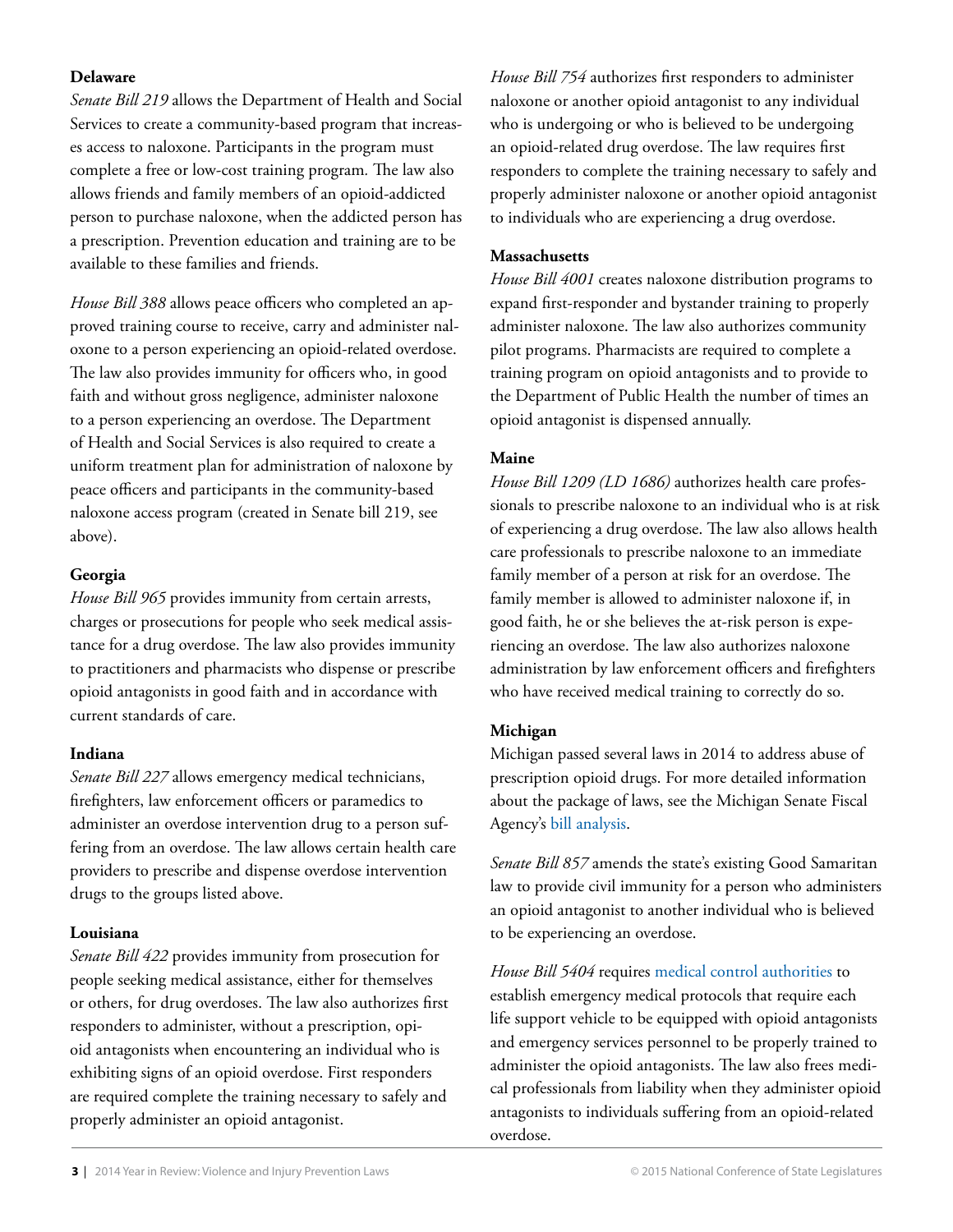**Delaware**

*Senate Bill 219* allows the Department of Health and Social Services to create a community-based program that increases access to naloxone. Participants in the program must complete a free or low-cost training program. The law also allows friends and family members of an opioid-addicted person to purchase naloxone, when the addicted person has a prescription. Prevention education and training are to be available to these families and friends.

*House Bill 388* allows peace officers who completed an approved training course to receive, carry and administer naloxone to a person experiencing an opioid-related overdose. The law also provides immunity for officers who, in good faith and without gross negligence, administer naloxone to a person experiencing an overdose. The Department of Health and Social Services is also required to create a uniform treatment plan for administration of naloxone by peace officers and participants in the community-based naloxone access program (created in Senate bill 219, see above).

**Georgia**

*House Bill 965* provides immunity from certain arrests, charges or prosecutions for people who seek medical assistance for a drug overdose. The law also provides immunity to practitioners and pharmacists who dispense or prescribe opioid antagonists in good faith and in accordance with current standards of care.

**Indiana**

*Senate Bill 227* allows emergency medical technicians, firefighters, law enforcement officers or paramedics to administer an overdose intervention drug to a person suffering from an overdose. The law allows certain health care providers to prescribe and dispense overdose intervention drugs to the groups listed above.

**Louisiana**

*Senate Bill 422* provides immunity from prosecution for people seeking medical assistance, either for themselves or others, for drug overdoses. The law also authorizes first responders to administer, without a prescription, opioid antagonists when encountering an individual who is exhibiting signs of an opioid overdose. First responders are required complete the training necessary to safely and properly administer an opioid antagonist.

*House Bill 754* authorizes first responders to administer naloxone or another opioid antagonist to any individual who is undergoing or who is believed to be undergoing an opioid-related drug overdose. The law requires first responders to complete the training necessary to safely and properly administer naloxone or another opioid antagonist to individuals who are experiencing a drug overdose.

**Massachusetts**

*House Bill 4001* creates naloxone distribution programs to expand first-responder and bystander training to properly administer naloxone. The law also authorizes community pilot programs. Pharmacists are required to complete a training program on opioid antagonists and to provide to the Department of Public Health the number of times an opioid antagonist is dispensed annually.

**Maine**

*House Bill 1209 (LD 1686)* authorizes health care professionals to prescribe naloxone to an individual who is at risk of experiencing a drug overdose. The law also allows health care professionals to prescribe naloxone to an immediate family member of a person at risk for an overdose. The family member is allowed to administer naloxone if, in good faith, he or she believes the at-risk person is experiencing an overdose. The law also authorizes naloxone administration by law enforcement officers and firefighters who have received medical training to correctly do so.

**Michigan**

Michigan passed several laws in 2014 to address abuse of prescription opioid drugs. For more detailed information about the package of laws, see the Michigan Senate Fiscal Agency's bill analysis.

*Senate Bill 857* amends the state's existing Good Samaritan law to provide civil immunity for a person who administers an opioid antagonist to another individual who is believed to be experiencing an overdose.

*House Bill 5404* requires medical control authorities to establish emergency medical protocols that require each life support vehicle to be equipped with opioid antagonists and emergency services personnel to be properly trained to administer the opioid antagonists. The law also frees medical professionals from liability when they administer opioid antagonists to individuals suffering from an opioid-related overdose.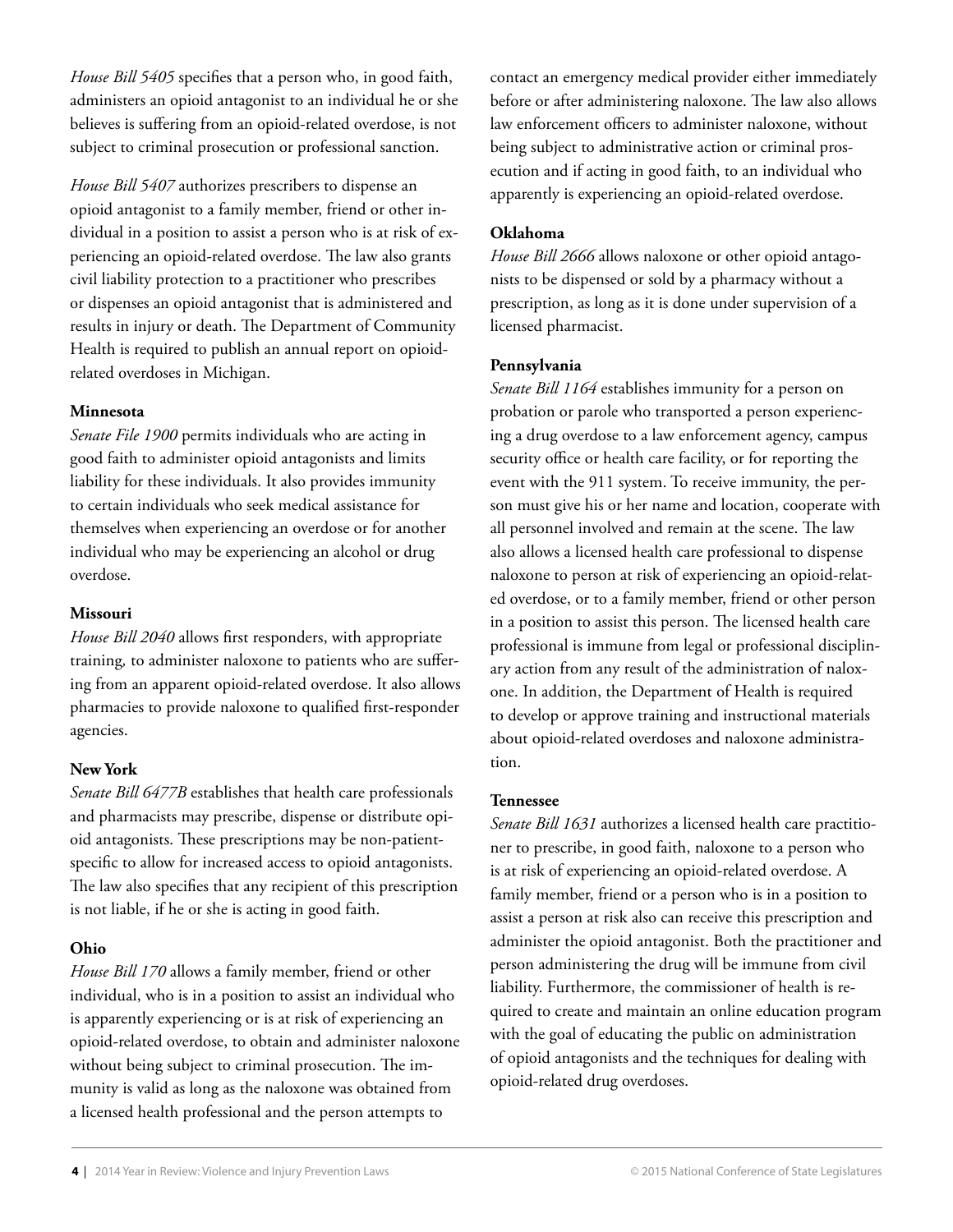*House Bill 5405* specifies that a person who, in good faith, administers an opioid antagonist to an individual he or she believes is suffering from an opioid-related overdose, is not subject to criminal prosecution or professional sanction.

*House Bill 5407* authorizes prescribers to dispense an opioid antagonist to a family member, friend or other individual in a position to assist a person who is at risk of experiencing an opioid-related overdose. The law also grants civil liability protection to a practitioner who prescribes or dispenses an opioid antagonist that is administered and results in injury or death. The Department of Community Health is required to publish an annual report on opioid-related overdoses in Michigan.

**Minnesota**

*Senate File 1900* permits individuals who are acting in good faith to administer opioid antagonists and limits liability for these individuals. It also provides immunity to certain individuals who seek medical assistance for themselves when experiencing an overdose or for another individual who may be experiencing an alcohol or drug overdose.

**Missouri**

*House Bill 2040* allows first responders, with appropriate training, to administer naloxone to patients who are suffering from an apparent opioid-related overdose. It also allows pharmacies to provide naloxone to qualified first-responder agencies.

**New York**

*Senate Bill 6477B* establishes that health care professionals and pharmacists may prescribe, dispense or distribute opioid antagonists. These prescriptions may be non-patient-specific to allow for increased access to opioid antagonists. The law also specifies that any recipient of this prescription is not liable, if he or she is acting in good faith.

**Ohio**

*House Bill 170* allows a family member, friend or other individual, who is in a position to assist an individual who is apparently experiencing or is at risk of experiencing an opioid-related overdose, to obtain and administer naloxone without being subject to criminal prosecution. The immunity is valid as long as the naloxone was obtained from a licensed health professional and the person attempts to contact an emergency medical provider either immediately before or after administering naloxone. The law also allows law enforcement officers to administer naloxone, without being subject to administrative action or criminal prosecution and if acting in good faith, to an individual who apparently is experiencing an opioid-related overdose.

**Oklahoma**

*House Bill 2666* allows naloxone or other opioid antagonists to be dispensed or sold by a pharmacy without a prescription, as long as it is done under supervision of a licensed pharmacist.

**Pennsylvania**

*Senate Bill 1164* establishes immunity for a person on probation or parole who transported a person experiencing a drug overdose to a law enforcement agency, campus security office or health care facility, or for reporting the event with the 911 system. To receive immunity, the person must give his or her name and location, cooperate with all personnel involved and remain at the scene. The law also allows a licensed health care professional to dispense naloxone to person at risk of experiencing an opioid-related overdose, or to a family member, friend or other person in a position to assist this person. The licensed health care professional is immune from legal or professional disciplinary action from any result of the administration of naloxone. In addition, the Department of Health is required to develop or approve training and instructional materials about opioid-related overdoses and naloxone administration.

**Tennessee**

*Senate Bill 1631* authorizes a licensed health care practitioner to prescribe, in good faith, naloxone to a person who is at risk of experiencing an opioid-related overdose. A family member, friend or a person who is in a position to assist a person at risk also can receive this prescription and administer the opioid antagonist. Both the practitioner and person administering the drug will be immune from civil liability. Furthermore, the commissioner of health is required to create and maintain an online education program with the goal of educating the public on administration of opioid antagonists and the techniques for dealing with opioid-related drug overdoses.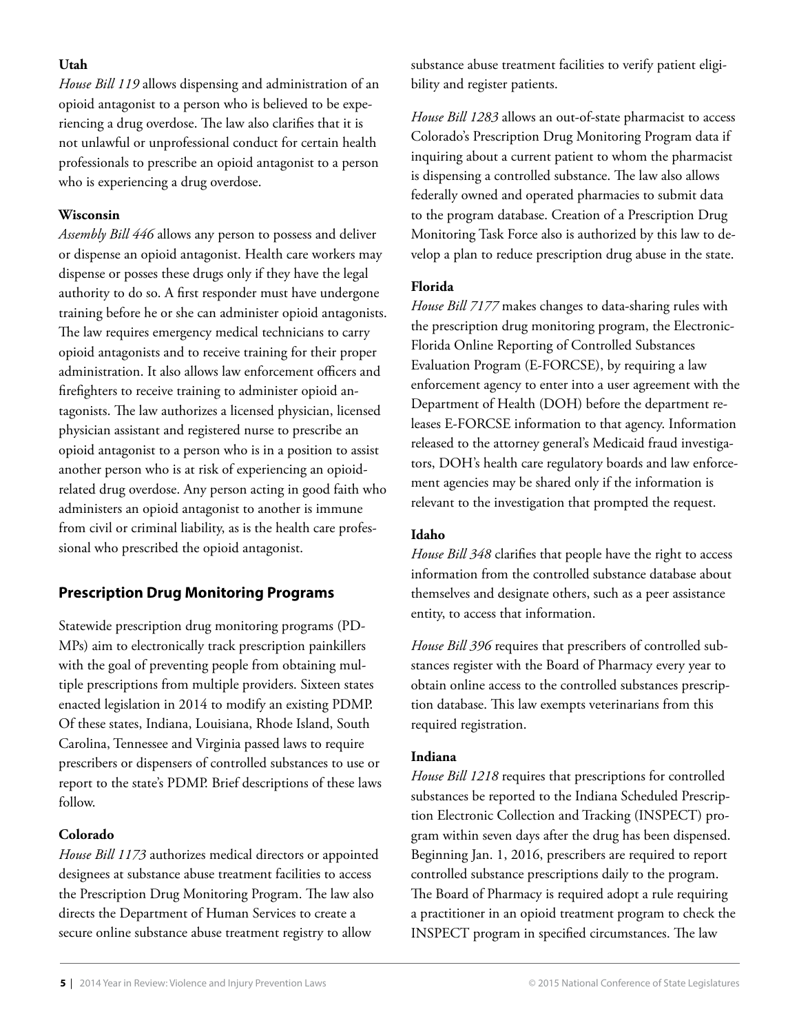**Utah**

*House Bill 119* allows dispensing and administration of an opioid antagonist to a person who is believed to be experiencing a drug overdose. The law also clarifies that it is not unlawful or unprofessional conduct for certain health professionals to prescribe an opioid antagonist to a person who is experiencing a drug overdose.

**Wisconsin**

*Assembly Bill 446* allows any person to possess and deliver or dispense an opioid antagonist. Health care workers may dispense or posses these drugs only if they have the legal authority to do so. A first responder must have undergone training before he or she can administer opioid antagonists. The law requires emergency medical technicians to carry opioid antagonists and to receive training for their proper administration. It also allows law enforcement officers and firefighters to receive training to administer opioid antagonists. The law authorizes a licensed physician, licensed physician assistant and registered nurse to prescribe an opioid antagonist to a person who is in a position to assist another person who is at risk of experiencing an opioid-related drug overdose. Any person acting in good faith who administers an opioid antagonist to another is immune from civil or criminal liability, as is the health care professional who prescribed the opioid antagonist.

## Prescription Drug Monitoring Programs

Statewide prescription drug monitoring programs (PDMPs) aim to electronically track prescription painkillers with the goal of preventing people from obtaining multiple prescriptions from multiple providers. Sixteen states enacted legislation in 2014 to modify an existing PDMP. Of these states, Indiana, Louisiana, Rhode Island, South Carolina, Tennessee and Virginia passed laws to require prescribers or dispensers of controlled substances to use or report to the state's PDMP. Brief descriptions of these laws follow.

**Colorado**

*House Bill 1173* authorizes medical directors or appointed designees at substance abuse treatment facilities to access the Prescription Drug Monitoring Program. The law also directs the Department of Human Services to create a secure online substance abuse treatment registry to allow substance abuse treatment facilities to verify patient eligibility and register patients.

*House Bill 1283* allows an out-of-state pharmacist to access Colorado's Prescription Drug Monitoring Program data if inquiring about a current patient to whom the pharmacist is dispensing a controlled substance. The law also allows federally owned and operated pharmacies to submit data to the program database. Creation of a Prescription Drug Monitoring Task Force also is authorized by this law to develop a plan to reduce prescription drug abuse in the state.

**Florida**

*House Bill 7177* makes changes to data-sharing rules with the prescription drug monitoring program, the Electronic-Florida Online Reporting of Controlled Substances Evaluation Program (E-FORCSE), by requiring a law enforcement agency to enter into a user agreement with the Department of Health (DOH) before the department releases E-FORCSE information to that agency. Information released to the attorney general's Medicaid fraud investigators, DOH's health care regulatory boards and law enforcement agencies may be shared only if the information is relevant to the investigation that prompted the request.

**Idaho**

*House Bill 348* clarifies that people have the right to access information from the controlled substance database about themselves and designate others, such as a peer assistance entity, to access that information.

*House Bill 396* requires that prescribers of controlled substances register with the Board of Pharmacy every year to obtain online access to the controlled substances prescription database. This law exempts veterinarians from this required registration.

**Indiana**

*House Bill 1218* requires that prescriptions for controlled substances be reported to the Indiana Scheduled Prescription Electronic Collection and Tracking (INSPECT) program within seven days after the drug has been dispensed. Beginning Jan. 1, 2016, prescribers are required to report controlled substance prescriptions daily to the program. The Board of Pharmacy is required adopt a rule requiring a practitioner in an opioid treatment program to check the INSPECT program in specified circumstances. The law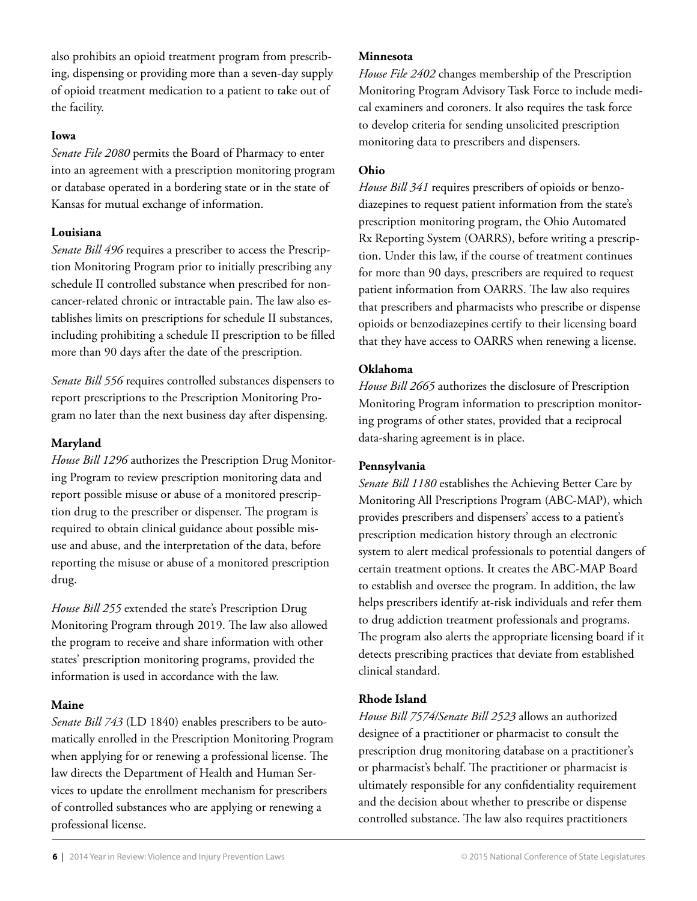also prohibits an opioid treatment program from prescribing, dispensing or providing more than a seven-day supply of opioid treatment medication to a patient to take out of the facility.

**Iowa**

*Senate File 2080* permits the Board of Pharmacy to enter into an agreement with a prescription monitoring program or database operated in a bordering state or in the state of Kansas for mutual exchange of information.

**Louisiana**

*Senate Bill 496* requires a prescriber to access the Prescription Monitoring Program prior to initially prescribing any schedule II controlled substance when prescribed for noncancer-related chronic or intractable pain. The law also establishes limits on prescriptions for schedule II substances, including prohibiting a schedule II prescription to be filled more than 90 days after the date of the prescription.

*Senate Bill 556* requires controlled substances dispensers to report prescriptions to the Prescription Monitoring Program no later than the next business day after dispensing.

**Maryland**

*House Bill 1296* authorizes the Prescription Drug Monitoring Program to review prescription monitoring data and report possible misuse or abuse of a monitored prescription drug to the prescriber or dispenser. The program is required to obtain clinical guidance about possible misuse and abuse, and the interpretation of the data, before reporting the misuse or abuse of a monitored prescription drug.

*House Bill 255* extended the state's Prescription Drug Monitoring Program through 2019. The law also allowed the program to receive and share information with other states' prescription monitoring programs, provided the information is used in accordance with the law.

**Maine**

*Senate Bill 743* (LD 1840) enables prescribers to be automatically enrolled in the Prescription Monitoring Program when applying for or renewing a professional license. The law directs the Department of Health and Human Services to update the enrollment mechanism for prescribers of controlled substances who are applying or renewing a professional license.

**Minnesota**

*House File 2402* changes membership of the Prescription Monitoring Program Advisory Task Force to include medical examiners and coroners. It also requires the task force to develop criteria for sending unsolicited prescription monitoring data to prescribers and dispensers.

**Ohio**

*House Bill 341* requires prescribers of opioids or benzodiazepines to request patient information from the state's prescription monitoring program, the Ohio Automated Rx Reporting System (OARRS), before writing a prescription. Under this law, if the course of treatment continues for more than 90 days, prescribers are required to request patient information from OARRS. The law also requires that prescribers and pharmacists who prescribe or dispense opioids or benzodiazepines certify to their licensing board that they have access to OARRS when renewing a license.

**Oklahoma**

*House Bill 2665* authorizes the disclosure of Prescription Monitoring Program information to prescription monitoring programs of other states, provided that a reciprocal data-sharing agreement is in place.

**Pennsylvania**

*Senate Bill 1180* establishes the Achieving Better Care by Monitoring All Prescriptions Program (ABC-MAP), which provides prescribers and dispensers' access to a patient's prescription medication history through an electronic system to alert medical professionals to potential dangers of certain treatment options. It creates the ABC-MAP Board to establish and oversee the program. In addition, the law helps prescribers identify at-risk individuals and refer them to drug addiction treatment professionals and programs. The program also alerts the appropriate licensing board if it detects prescribing practices that deviate from established clinical standard.

**Rhode Island**

*House Bill 7574/Senate Bill 2523* allows an authorized designee of a practitioner or pharmacist to consult the prescription drug monitoring database on a practitioner's or pharmacist's behalf. The practitioner or pharmacist is ultimately responsible for any confidentiality requirement and the decision about whether to prescribe or dispense controlled substance. The law also requires practitioners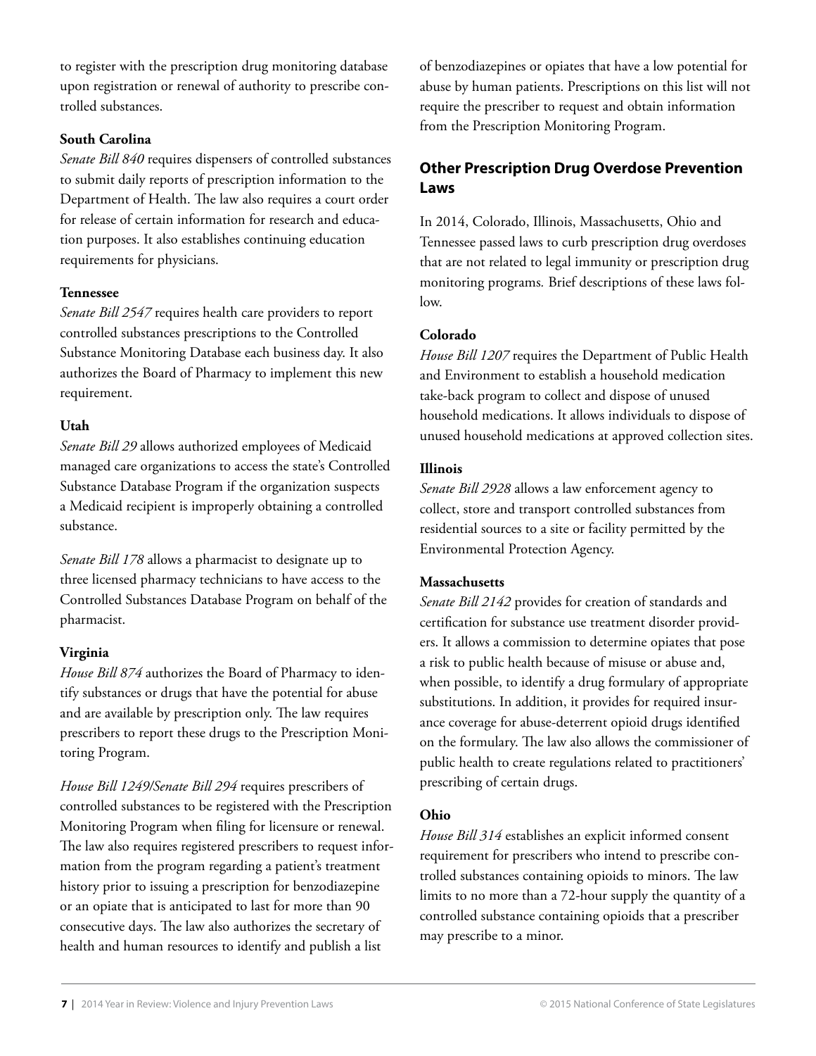to register with the prescription drug monitoring database upon registration or renewal of authority to prescribe controlled substances.

**South Carolina**

*Senate Bill 840* requires dispensers of controlled substances to submit daily reports of prescription information to the Department of Health. The law also requires a court order for release of certain information for research and education purposes. It also establishes continuing education requirements for physicians.

**Tennessee**

*Senate Bill 2547* requires health care providers to report controlled substances prescriptions to the Controlled Substance Monitoring Database each business day. It also authorizes the Board of Pharmacy to implement this new requirement.

**Utah**

*Senate Bill 29* allows authorized employees of Medicaid managed care organizations to access the state's Controlled Substance Database Program if the organization suspects a Medicaid recipient is improperly obtaining a controlled substance.

*Senate Bill 178* allows a pharmacist to designate up to three licensed pharmacy technicians to have access to the Controlled Substances Database Program on behalf of the pharmacist.

**Virginia**

*House Bill 874* authorizes the Board of Pharmacy to identify substances or drugs that have the potential for abuse and are available by prescription only. The law requires prescribers to report these drugs to the Prescription Monitoring Program.

*House Bill 1249/Senate Bill 294* requires prescribers of controlled substances to be registered with the Prescription Monitoring Program when filing for licensure or renewal. The law also requires registered prescribers to request information from the program regarding a patient's treatment history prior to issuing a prescription for benzodiazepine or an opiate that is anticipated to last for more than 90 consecutive days. The law also authorizes the secretary of health and human resources to identify and publish a list of benzodiazepines or opiates that have a low potential for abuse by human patients. Prescriptions on this list will not require the prescriber to request and obtain information from the Prescription Monitoring Program.

## Other Prescription Drug Overdose Prevention Laws

In 2014, Colorado, Illinois, Massachusetts, Ohio and Tennessee passed laws to curb prescription drug overdoses that are not related to legal immunity or prescription drug monitoring programs. Brief descriptions of these laws follow.

**Colorado**

*House Bill 1207* requires the Department of Public Health and Environment to establish a household medication take-back program to collect and dispose of unused household medications. It allows individuals to dispose of unused household medications at approved collection sites.

**Illinois**

*Senate Bill 2928* allows a law enforcement agency to collect, store and transport controlled substances from residential sources to a site or facility permitted by the Environmental Protection Agency.

**Massachusetts**

*Senate Bill 2142* provides for creation of standards and certification for substance use treatment disorder providers. It allows a commission to determine opiates that pose a risk to public health because of misuse or abuse and, when possible, to identify a drug formulary of appropriate substitutions. In addition, it provides for required insurance coverage for abuse-deterrent opioid drugs identified on the formulary. The law also allows the commissioner of public health to create regulations related to practitioners' prescribing of certain drugs.

**Ohio**

*House Bill 314* establishes an explicit informed consent requirement for prescribers who intend to prescribe controlled substances containing opioids to minors. The law limits to no more than a 72-hour supply the quantity of a controlled substance containing opioids that a prescriber may prescribe to a minor.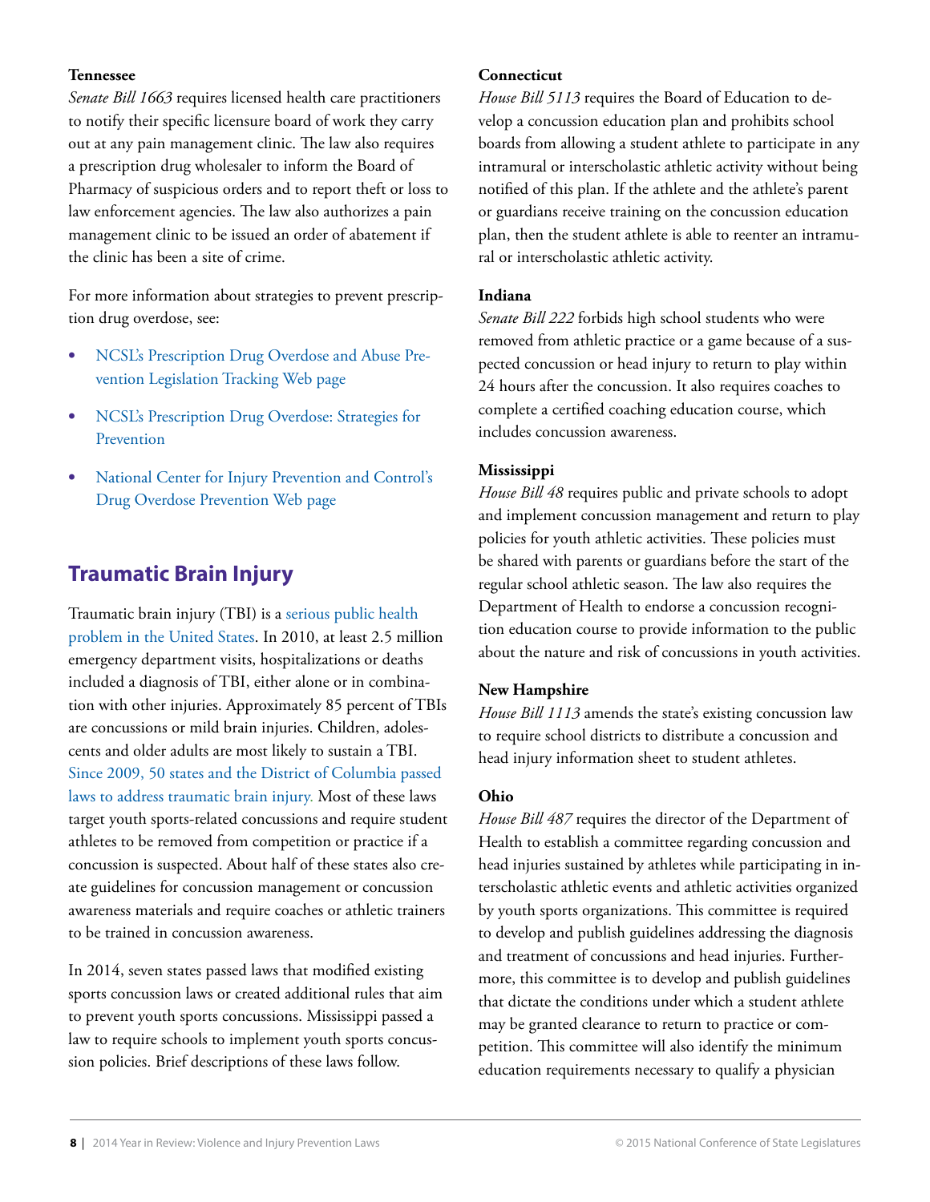**Tennessee**

*Senate Bill 1663* requires licensed health care practitioners to notify their specific licensure board of work they carry out at any pain management clinic. The law also requires a prescription drug wholesaler to inform the Board of Pharmacy of suspicious orders and to report theft or loss to law enforcement agencies. The law also authorizes a pain management clinic to be issued an order of abatement if the clinic has been a site of crime.

For more information about strategies to prevent prescription drug overdose, see:

- NCSL's Prescription Drug Overdose and Abuse Prevention Legislation Tracking Web page
- NCSL's Prescription Drug Overdose: Strategies for Prevention
- National Center for Injury Prevention and Control's Drug Overdose Prevention Web page

## Traumatic Brain Injury

Traumatic brain injury (TBI) is a serious public health problem in the United States. In 2010, at least 2.5 million emergency department visits, hospitalizations or deaths included a diagnosis of TBI, either alone or in combination with other injuries. Approximately 85 percent of TBIs are concussions or mild brain injuries. Children, adolescents and older adults are most likely to sustain a TBI. Since 2009, 50 states and the District of Columbia passed laws to address traumatic brain injury. Most of these laws target youth sports-related concussions and require student athletes to be removed from competition or practice if a concussion is suspected. About half of these states also create guidelines for concussion management or concussion awareness materials and require coaches or athletic trainers to be trained in concussion awareness.

In 2014, seven states passed laws that modified existing sports concussion laws or created additional rules that aim to prevent youth sports concussions. Mississippi passed a law to require schools to implement youth sports concussion policies. Brief descriptions of these laws follow.

**Connecticut**

*House Bill 5113* requires the Board of Education to develop a concussion education plan and prohibits school boards from allowing a student athlete to participate in any intramural or interscholastic athletic activity without being notified of this plan. If the athlete and the athlete's parent or guardians receive training on the concussion education plan, then the student athlete is able to reenter an intramural or interscholastic athletic activity.

**Indiana**

*Senate Bill 222* forbids high school students who were removed from athletic practice or a game because of a suspected concussion or head injury to return to play within 24 hours after the concussion. It also requires coaches to complete a certified coaching education course, which includes concussion awareness.

**Mississippi**

*House Bill 48* requires public and private schools to adopt and implement concussion management and return to play policies for youth athletic activities. These policies must be shared with parents or guardians before the start of the regular school athletic season. The law also requires the Department of Health to endorse a concussion recognition education course to provide information to the public about the nature and risk of concussions in youth activities.

**New Hampshire**

*House Bill 1113* amends the state's existing concussion law to require school districts to distribute a concussion and head injury information sheet to student athletes.

**Ohio**

*House Bill 487* requires the director of the Department of Health to establish a committee regarding concussion and head injuries sustained by athletes while participating in interscholastic athletic events and athletic activities organized by youth sports organizations. This committee is required to develop and publish guidelines addressing the diagnosis and treatment of concussions and head injuries. Furthermore, this committee is to develop and publish guidelines that dictate the conditions under which a student athlete may be granted clearance to return to practice or competition. This committee will also identify the minimum education requirements necessary to qualify a physician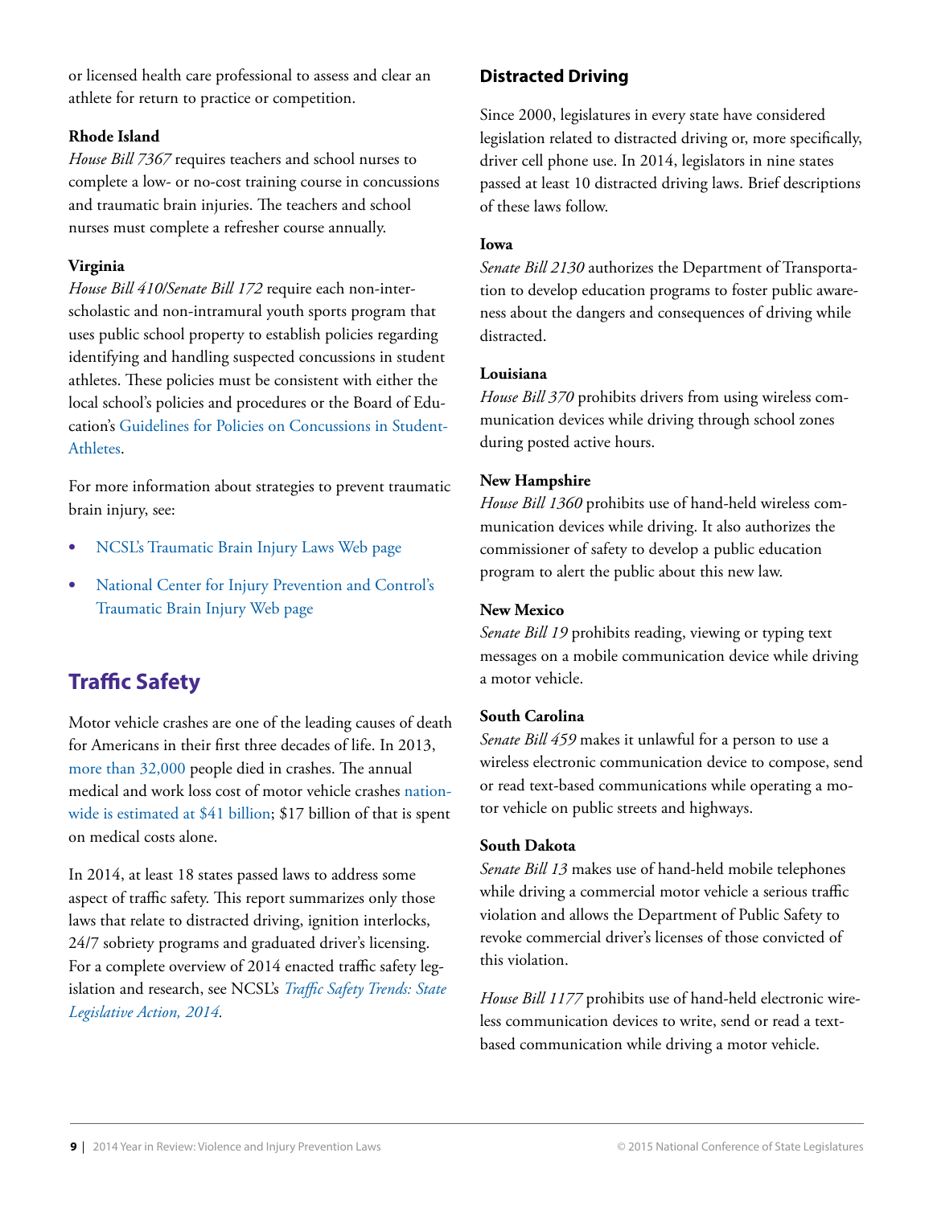or licensed health care professional to assess and clear an athlete for return to practice or competition.

**Rhode Island**
*House Bill 7367* requires teachers and school nurses to complete a low- or no-cost training course in concussions and traumatic brain injuries. The teachers and school nurses must complete a refresher course annually.

**Virginia**
*House Bill 410/Senate Bill 172* require each non-interscholastic and non-intramural youth sports program that uses public school property to establish policies regarding identifying and handling suspected concussions in student athletes. These policies must be consistent with either the local school's policies and procedures or the Board of Education's Guidelines for Policies on Concussions in Student-Athletes.

For more information about strategies to prevent traumatic brain injury, see:

- NCSL's Traumatic Brain Injury Laws Web page
- National Center for Injury Prevention and Control's Traumatic Brain Injury Web page

## Traffic Safety

Motor vehicle crashes are one of the leading causes of death for Americans in their first three decades of life. In 2013, more than 32,000 people died in crashes. The annual medical and work loss cost of motor vehicle crashes nationwide is estimated at $41 billion; $17 billion of that is spent on medical costs alone.

In 2014, at least 18 states passed laws to address some aspect of traffic safety. This report summarizes only those laws that relate to distracted driving, ignition interlocks, 24/7 sobriety programs and graduated driver's licensing. For a complete overview of 2014 enacted traffic safety legislation and research, see NCSL's *Traffic Safety Trends: State Legislative Action, 2014.*

### Distracted Driving

Since 2000, legislatures in every state have considered legislation related to distracted driving or, more specifically, driver cell phone use. In 2014, legislators in nine states passed at least 10 distracted driving laws. Brief descriptions of these laws follow.

**Iowa**
*Senate Bill 2130* authorizes the Department of Transportation to develop education programs to foster public awareness about the dangers and consequences of driving while distracted.

**Louisiana**
*House Bill 370* prohibits drivers from using wireless communication devices while driving through school zones during posted active hours.

**New Hampshire**
*House Bill 1360* prohibits use of hand-held wireless communication devices while driving. It also authorizes the commissioner of safety to develop a public education program to alert the public about this new law.

**New Mexico**
*Senate Bill 19* prohibits reading, viewing or typing text messages on a mobile communication device while driving a motor vehicle.

**South Carolina**
*Senate Bill 459* makes it unlawful for a person to use a wireless electronic communication device to compose, send or read text-based communications while operating a motor vehicle on public streets and highways.

**South Dakota**
*Senate Bill 13* makes use of hand-held mobile telephones while driving a commercial motor vehicle a serious traffic violation and allows the Department of Public Safety to revoke commercial driver's licenses of those convicted of this violation.

*House Bill 1177* prohibits use of hand-held electronic wireless communication devices to write, send or read a text-based communication while driving a motor vehicle.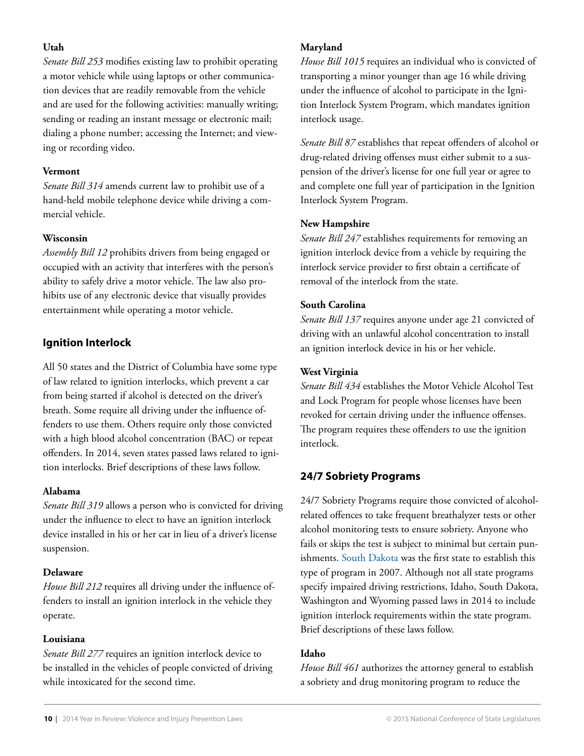**Utah**

*Senate Bill 253* modifies existing law to prohibit operating a motor vehicle while using laptops or other communication devices that are readily removable from the vehicle and are used for the following activities: manually writing; sending or reading an instant message or electronic mail; dialing a phone number; accessing the Internet; and viewing or recording video.

**Vermont**

*Senate Bill 314* amends current law to prohibit use of a hand-held mobile telephone device while driving a commercial vehicle.

**Wisconsin**

*Assembly Bill 12* prohibits drivers from being engaged or occupied with an activity that interferes with the person's ability to safely drive a motor vehicle. The law also prohibits use of any electronic device that visually provides entertainment while operating a motor vehicle.

## Ignition Interlock

All 50 states and the District of Columbia have some type of law related to ignition interlocks, which prevent a car from being started if alcohol is detected on the driver's breath. Some require all driving under the influence offenders to use them. Others require only those convicted with a high blood alcohol concentration (BAC) or repeat offenders. In 2014, seven states passed laws related to ignition interlocks. Brief descriptions of these laws follow.

**Alabama**

*Senate Bill 319* allows a person who is convicted for driving under the influence to elect to have an ignition interlock device installed in his or her car in lieu of a driver's license suspension.

**Delaware**

*House Bill 212* requires all driving under the influence offenders to install an ignition interlock in the vehicle they operate.

**Louisiana**

*Senate Bill 277* requires an ignition interlock device to be installed in the vehicles of people convicted of driving while intoxicated for the second time.

**Maryland**

*House Bill 1015* requires an individual who is convicted of transporting a minor younger than age 16 while driving under the influence of alcohol to participate in the Ignition Interlock System Program, which mandates ignition interlock usage.

*Senate Bill 87* establishes that repeat offenders of alcohol or drug-related driving offenses must either submit to a suspension of the driver's license for one full year or agree to and complete one full year of participation in the Ignition Interlock System Program.

**New Hampshire**

*Senate Bill 247* establishes requirements for removing an ignition interlock device from a vehicle by requiring the interlock service provider to first obtain a certificate of removal of the interlock from the state.

**South Carolina**

*Senate Bill 137* requires anyone under age 21 convicted of driving with an unlawful alcohol concentration to install an ignition interlock device in his or her vehicle.

**West Virginia**

*Senate Bill 434* establishes the Motor Vehicle Alcohol Test and Lock Program for people whose licenses have been revoked for certain driving under the influence offenses. The program requires these offenders to use the ignition interlock.

## 24/7 Sobriety Programs

24/7 Sobriety Programs require those convicted of alcohol-related offences to take frequent breathalyzer tests or other alcohol monitoring tests to ensure sobriety. Anyone who fails or skips the test is subject to minimal but certain punishments. South Dakota was the first state to establish this type of program in 2007. Although not all state programs specify impaired driving restrictions, Idaho, South Dakota, Washington and Wyoming passed laws in 2014 to include ignition interlock requirements within the state program. Brief descriptions of these laws follow.

**Idaho**

*House Bill 461* authorizes the attorney general to establish a sobriety and drug monitoring program to reduce the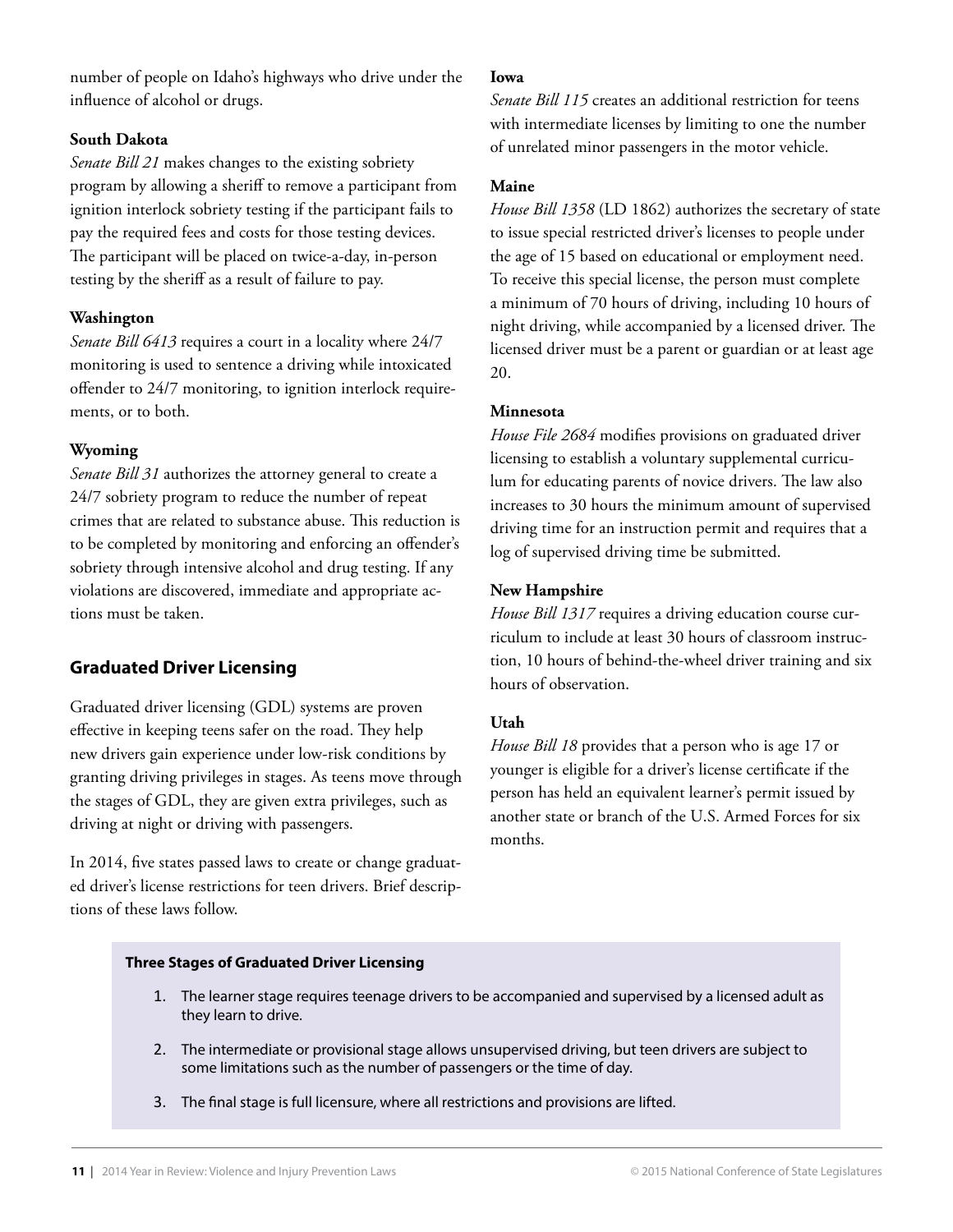number of people on Idaho's highways who drive under the influence of alcohol or drugs.

**South Dakota**
*Senate Bill 21* makes changes to the existing sobriety program by allowing a sheriff to remove a participant from ignition interlock sobriety testing if the participant fails to pay the required fees and costs for those testing devices. The participant will be placed on twice-a-day, in-person testing by the sheriff as a result of failure to pay.

**Washington**
*Senate Bill 6413* requires a court in a locality where 24/7 monitoring is used to sentence a driving while intoxicated offender to 24/7 monitoring, to ignition interlock requirements, or to both.

**Wyoming**
*Senate Bill 31* authorizes the attorney general to create a 24/7 sobriety program to reduce the number of repeat crimes that are related to substance abuse. This reduction is to be completed by monitoring and enforcing an offender's sobriety through intensive alcohol and drug testing. If any violations are discovered, immediate and appropriate actions must be taken.

## Graduated Driver Licensing

Graduated driver licensing (GDL) systems are proven effective in keeping teens safer on the road. They help new drivers gain experience under low-risk conditions by granting driving privileges in stages. As teens move through the stages of GDL, they are given extra privileges, such as driving at night or driving with passengers.

In 2014, five states passed laws to create or change graduated driver's license restrictions for teen drivers. Brief descriptions of these laws follow.

**Iowa**
*Senate Bill 115* creates an additional restriction for teens with intermediate licenses by limiting to one the number of unrelated minor passengers in the motor vehicle.

**Maine**
*House Bill 1358* (LD 1862) authorizes the secretary of state to issue special restricted driver's licenses to people under the age of 15 based on educational or employment need. To receive this special license, the person must complete a minimum of 70 hours of driving, including 10 hours of night driving, while accompanied by a licensed driver. The licensed driver must be a parent or guardian or at least age 20.

**Minnesota**
*House File 2684* modifies provisions on graduated driver licensing to establish a voluntary supplemental curriculum for educating parents of novice drivers. The law also increases to 30 hours the minimum amount of supervised driving time for an instruction permit and requires that a log of supervised driving time be submitted.

**New Hampshire**
*House Bill 1317* requires a driving education course curriculum to include at least 30 hours of classroom instruction, 10 hours of behind-the-wheel driver training and six hours of observation.

**Utah**
*House Bill 18* provides that a person who is age 17 or younger is eligible for a driver's license certificate if the person has held an equivalent learner's permit issued by another state or branch of the U.S. Armed Forces for six months.

**Three Stages of Graduated Driver Licensing**

1. The learner stage requires teenage drivers to be accompanied and supervised by a licensed adult as they learn to drive.
2. The intermediate or provisional stage allows unsupervised driving, but teen drivers are subject to some limitations such as the number of passengers or the time of day.
3. The final stage is full licensure, where all restrictions and provisions are lifted.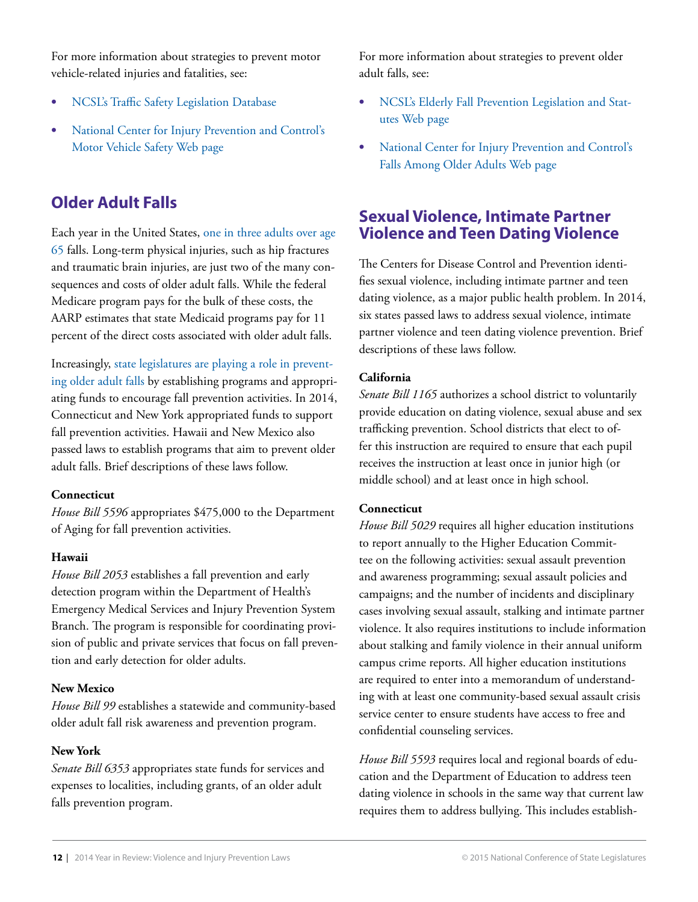For more information about strategies to prevent motor vehicle-related injuries and fatalities, see:

- NCSL's Traffic Safety Legislation Database
- National Center for Injury Prevention and Control's Motor Vehicle Safety Web page

## Older Adult Falls

Each year in the United States, one in three adults over age 65 falls. Long-term physical injuries, such as hip fractures and traumatic brain injuries, are just two of the many consequences and costs of older adult falls. While the federal Medicare program pays for the bulk of these costs, the AARP estimates that state Medicaid programs pay for 11 percent of the direct costs associated with older adult falls.

Increasingly, state legislatures are playing a role in preventing older adult falls by establishing programs and appropriating funds to encourage fall prevention activities. In 2014, Connecticut and New York appropriated funds to support fall prevention activities. Hawaii and New Mexico also passed laws to establish programs that aim to prevent older adult falls. Brief descriptions of these laws follow.

**Connecticut**
*House Bill 5596* appropriates $475,000 to the Department of Aging for fall prevention activities.

**Hawaii**
*House Bill 2053* establishes a fall prevention and early detection program within the Department of Health's Emergency Medical Services and Injury Prevention System Branch. The program is responsible for coordinating provision of public and private services that focus on fall prevention and early detection for older adults.

**New Mexico**
*House Bill 99* establishes a statewide and community-based older adult fall risk awareness and prevention program.

**New York**
*Senate Bill 6353* appropriates state funds for services and expenses to localities, including grants, of an older adult falls prevention program.

For more information about strategies to prevent older adult falls, see:

- NCSL's Elderly Fall Prevention Legislation and Statutes Web page
- National Center for Injury Prevention and Control's Falls Among Older Adults Web page

## Sexual Violence, Intimate Partner Violence and Teen Dating Violence

The Centers for Disease Control and Prevention identifies sexual violence, including intimate partner and teen dating violence, as a major public health problem. In 2014, six states passed laws to address sexual violence, intimate partner violence and teen dating violence prevention. Brief descriptions of these laws follow.

**California**
*Senate Bill 1165* authorizes a school district to voluntarily provide education on dating violence, sexual abuse and sex trafficking prevention. School districts that elect to offer this instruction are required to ensure that each pupil receives the instruction at least once in junior high (or middle school) and at least once in high school.

**Connecticut**
*House Bill 5029* requires all higher education institutions to report annually to the Higher Education Committee on the following activities: sexual assault prevention and awareness programming; sexual assault policies and campaigns; and the number of incidents and disciplinary cases involving sexual assault, stalking and intimate partner violence. It also requires institutions to include information about stalking and family violence in their annual uniform campus crime reports. All higher education institutions are required to enter into a memorandum of understanding with at least one community-based sexual assault crisis service center to ensure students have access to free and confidential counseling services.

*House Bill 5593* requires local and regional boards of education and the Department of Education to address teen dating violence in schools in the same way that current law requires them to address bullying. This includes establish-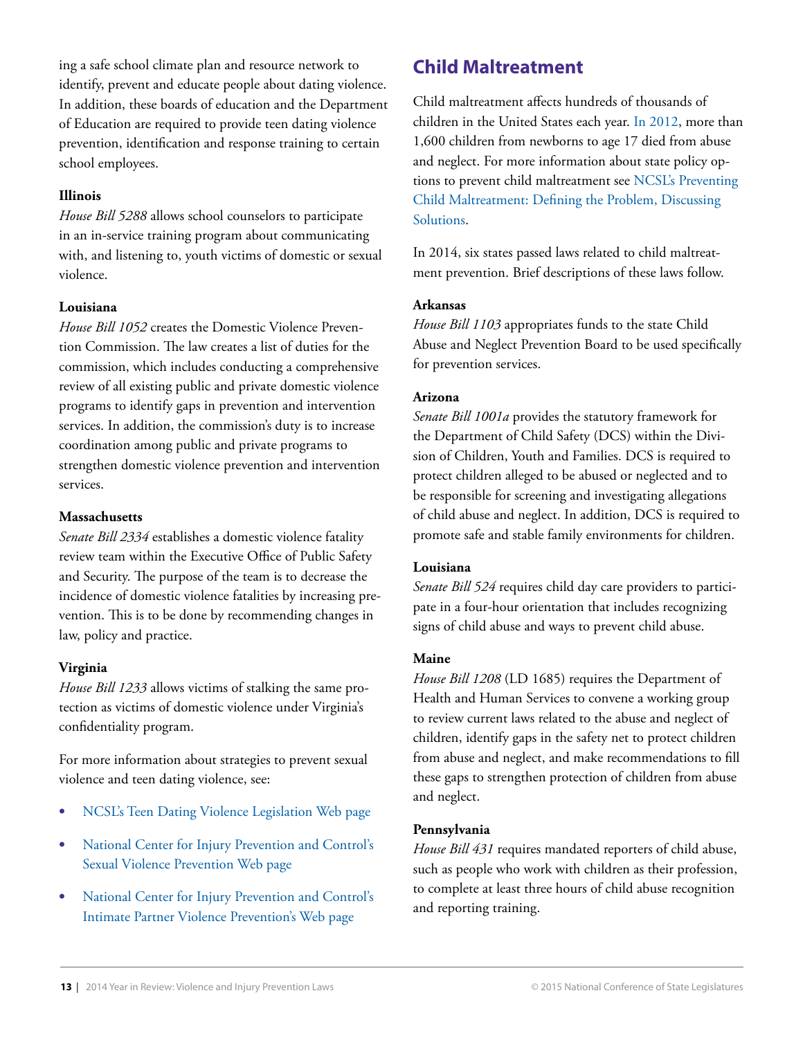ing a safe school climate plan and resource network to identify, prevent and educate people about dating violence. In addition, these boards of education and the Department of Education are required to provide teen dating violence prevention, identification and response training to certain school employees.

**Illinois**
*House Bill 5288* allows school counselors to participate in an in-service training program about communicating with, and listening to, youth victims of domestic or sexual violence.

**Louisiana**
*House Bill 1052* creates the Domestic Violence Prevention Commission. The law creates a list of duties for the commission, which includes conducting a comprehensive review of all existing public and private domestic violence programs to identify gaps in prevention and intervention services. In addition, the commission's duty is to increase coordination among public and private programs to strengthen domestic violence prevention and intervention services.

**Massachusetts**
*Senate Bill 2334* establishes a domestic violence fatality review team within the Executive Office of Public Safety and Security. The purpose of the team is to decrease the incidence of domestic violence fatalities by increasing prevention. This is to be done by recommending changes in law, policy and practice.

**Virginia**
*House Bill 1233* allows victims of stalking the same protection as victims of domestic violence under Virginia's confidentiality program.

For more information about strategies to prevent sexual violence and teen dating violence, see:

- NCSL's Teen Dating Violence Legislation Web page
- National Center for Injury Prevention and Control's Sexual Violence Prevention Web page
- National Center for Injury Prevention and Control's Intimate Partner Violence Prevention's Web page

## Child Maltreatment

Child maltreatment affects hundreds of thousands of children in the United States each year. In 2012, more than 1,600 children from newborns to age 17 died from abuse and neglect. For more information about state policy options to prevent child maltreatment see NCSL's Preventing Child Maltreatment: Defining the Problem, Discussing Solutions.

In 2014, six states passed laws related to child maltreatment prevention. Brief descriptions of these laws follow.

**Arkansas**
*House Bill 1103* appropriates funds to the state Child Abuse and Neglect Prevention Board to be used specifically for prevention services.

**Arizona**
*Senate Bill 1001a* provides the statutory framework for the Department of Child Safety (DCS) within the Division of Children, Youth and Families. DCS is required to protect children alleged to be abused or neglected and to be responsible for screening and investigating allegations of child abuse and neglect. In addition, DCS is required to promote safe and stable family environments for children.

**Louisiana**
*Senate Bill 524* requires child day care providers to participate in a four-hour orientation that includes recognizing signs of child abuse and ways to prevent child abuse.

**Maine**
*House Bill 1208* (LD 1685) requires the Department of Health and Human Services to convene a working group to review current laws related to the abuse and neglect of children, identify gaps in the safety net to protect children from abuse and neglect, and make recommendations to fill these gaps to strengthen protection of children from abuse and neglect.

**Pennsylvania**
*House Bill 431* requires mandated reporters of child abuse, such as people who work with children as their profession, to complete at least three hours of child abuse recognition and reporting training.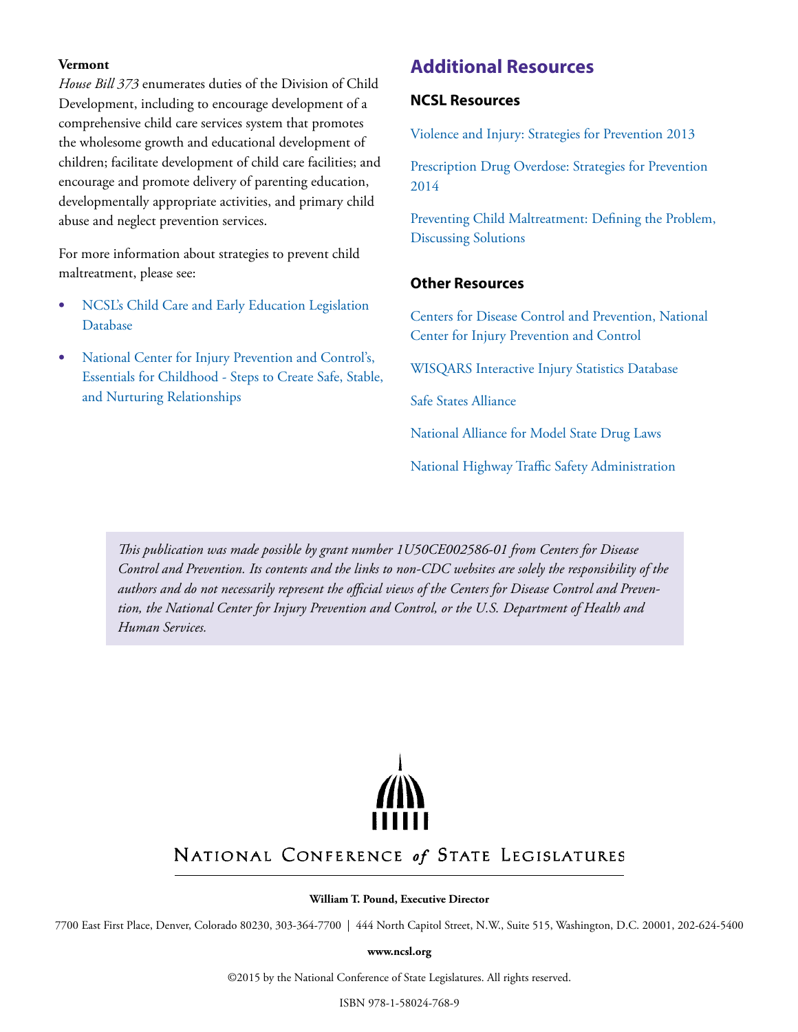**Vermont**

*House Bill 373* enumerates duties of the Division of Child Development, including to encourage development of a comprehensive child care services system that promotes the wholesome growth and educational development of children; facilitate development of child care facilities; and encourage and promote delivery of parenting education, developmentally appropriate activities, and primary child abuse and neglect prevention services.

For more information about strategies to prevent child maltreatment, please see:

- NCSL's Child Care and Early Education Legislation Database
- National Center for Injury Prevention and Control's, Essentials for Childhood - Steps to Create Safe, Stable, and Nurturing Relationships

## Additional Resources

### NCSL Resources

Violence and Injury: Strategies for Prevention 2013

Prescription Drug Overdose: Strategies for Prevention 2014

Preventing Child Maltreatment: Defining the Problem, Discussing Solutions

### Other Resources

Centers for Disease Control and Prevention, National Center for Injury Prevention and Control

WISQARS Interactive Injury Statistics Database

Safe States Alliance

National Alliance for Model State Drug Laws

National Highway Traffic Safety Administration

*This publication was made possible by grant number 1U50CE002586-01 from Centers for Disease Control and Prevention. Its contents and the links to non-CDC websites are solely the responsibility of the authors and do not necessarily represent the official views of the Centers for Disease Control and Prevention, the National Center for Injury Prevention and Control, or the U.S. Department of Health and Human Services.*

NATIONAL CONFERENCE *of* STATE LEGISLATURES

**William T. Pound, Executive Director**

7700 East First Place, Denver, Colorado 80230, 303-364-7700 | 444 North Capitol Street, N.W., Suite 515, Washington, D.C. 20001, 202-624-5400

**www.ncsl.org**

©2015 by the National Conference of State Legislatures. All rights reserved.

ISBN 978-1-58024-768-9